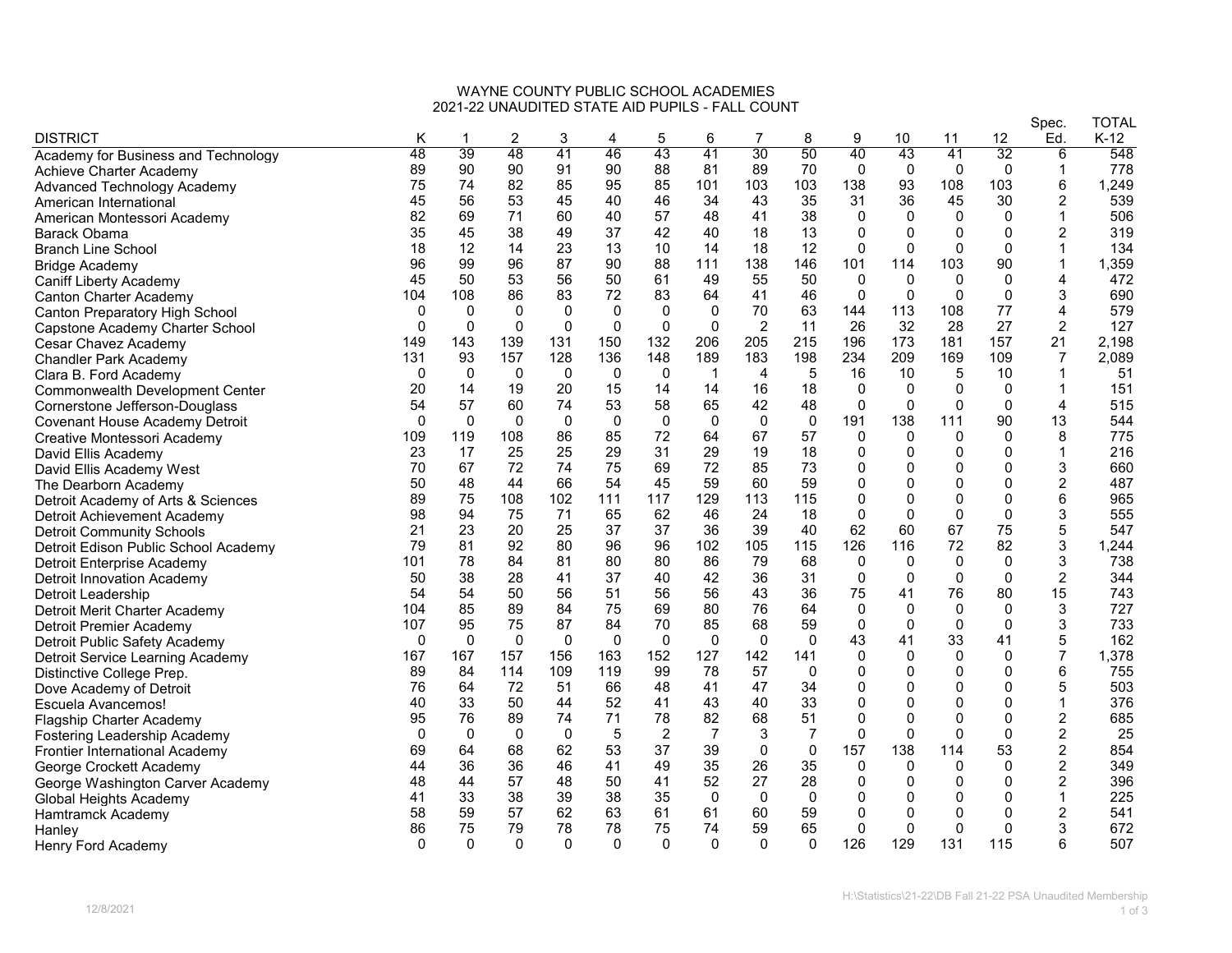# WAYNE COUNTY PUBLIC SCHOOL ACADEMIES
## 2021-22 UNAUDITED STATE AID PUPILS - FALL COUNT

| DISTRICT | K | 1 | 2 | 3 | 4 | 5 | 6 | 7 | 8 | 9 | 10 | 11 | 12 | Spec. Ed. | TOTAL K-12 |
|---|---|---|---|---|---|---|---|---|---|---|---|---|---|---|---|
| Academy for Business and Technology | 48 | 39 | 48 | 41 | 46 | 43 | 41 | 30 | 50 | 40 | 43 | 41 | 32 | 6 | 548 |
| Achieve Charter Academy | 89 | 90 | 90 | 91 | 90 | 88 | 81 | 89 | 70 | 0 | 0 | 0 | 0 | 1 | 778 |
| Advanced Technology Academy | 75 | 74 | 82 | 85 | 95 | 85 | 101 | 103 | 103 | 138 | 93 | 108 | 103 | 6 | 1,249 |
| American International | 45 | 56 | 53 | 45 | 40 | 46 | 34 | 43 | 35 | 31 | 36 | 45 | 30 | 2 | 539 |
| American Montessori Academy | 82 | 69 | 71 | 60 | 40 | 57 | 48 | 41 | 38 | 0 | 0 | 0 | 0 | 1 | 506 |
| Barack Obama | 35 | 45 | 38 | 49 | 37 | 42 | 40 | 18 | 13 | 0 | 0 | 0 | 0 | 2 | 319 |
| Branch Line School | 18 | 12 | 14 | 23 | 13 | 10 | 14 | 18 | 12 | 0 | 0 | 0 | 0 | 1 | 134 |
| Bridge Academy | 96 | 99 | 96 | 87 | 90 | 88 | 111 | 138 | 146 | 101 | 114 | 103 | 90 | 1 | 1,359 |
| Caniff Liberty Academy | 45 | 50 | 53 | 56 | 50 | 61 | 49 | 55 | 50 | 0 | 0 | 0 | 0 | 4 | 472 |
| Canton Charter Academy | 104 | 108 | 86 | 83 | 72 | 83 | 64 | 41 | 46 | 0 | 0 | 0 | 0 | 3 | 690 |
| Canton Preparatory High School | 0 | 0 | 0 | 0 | 0 | 0 | 0 | 70 | 63 | 144 | 113 | 108 | 77 | 4 | 579 |
| Capstone Academy Charter School | 0 | 0 | 0 | 0 | 0 | 0 | 0 | 2 | 11 | 26 | 32 | 28 | 27 | 2 | 127 |
| Cesar Chavez Academy | 149 | 143 | 139 | 131 | 150 | 132 | 206 | 205 | 215 | 196 | 173 | 181 | 157 | 21 | 2,198 |
| Chandler Park Academy | 131 | 93 | 157 | 128 | 136 | 148 | 189 | 183 | 198 | 234 | 209 | 169 | 109 | 7 | 2,089 |
| Clara B. Ford Academy | 0 | 0 | 0 | 0 | 0 | 0 | 1 | 4 | 5 | 16 | 10 | 5 | 10 | 1 | 51 |
| Commonwealth Development Center | 20 | 14 | 19 | 20 | 15 | 14 | 14 | 16 | 18 | 0 | 0 | 0 | 0 | 1 | 151 |
| Cornerstone Jefferson-Douglass | 54 | 57 | 60 | 74 | 53 | 58 | 65 | 42 | 48 | 0 | 0 | 0 | 0 | 4 | 515 |
| Covenant House Academy Detroit | 0 | 0 | 0 | 0 | 0 | 0 | 0 | 0 | 0 | 191 | 138 | 111 | 90 | 13 | 544 |
| Creative Montessori Academy | 109 | 119 | 108 | 86 | 85 | 72 | 64 | 67 | 57 | 0 | 0 | 0 | 0 | 8 | 775 |
| David Ellis Academy | 23 | 17 | 25 | 25 | 29 | 31 | 29 | 19 | 18 | 0 | 0 | 0 | 0 | 1 | 216 |
| David Ellis Academy West | 70 | 67 | 72 | 74 | 75 | 69 | 72 | 85 | 73 | 0 | 0 | 0 | 0 | 3 | 660 |
| The Dearborn Academy | 50 | 48 | 44 | 66 | 54 | 45 | 59 | 60 | 59 | 0 | 0 | 0 | 0 | 2 | 487 |
| Detroit Academy of Arts & Sciences | 89 | 75 | 108 | 102 | 111 | 117 | 129 | 113 | 115 | 0 | 0 | 0 | 0 | 6 | 965 |
| Detroit Achievement Academy | 98 | 94 | 75 | 71 | 65 | 62 | 46 | 24 | 18 | 0 | 0 | 0 | 0 | 3 | 555 |
| Detroit Community Schools | 21 | 23 | 20 | 25 | 37 | 37 | 36 | 39 | 40 | 62 | 60 | 67 | 75 | 5 | 547 |
| Detroit Edison Public School Academy | 79 | 81 | 92 | 80 | 96 | 96 | 102 | 105 | 115 | 126 | 116 | 72 | 82 | 3 | 1,244 |
| Detroit Enterprise Academy | 101 | 78 | 84 | 81 | 80 | 80 | 86 | 79 | 68 | 0 | 0 | 0 | 0 | 3 | 738 |
| Detroit Innovation Academy | 50 | 38 | 28 | 41 | 37 | 40 | 42 | 36 | 31 | 0 | 0 | 0 | 0 | 2 | 344 |
| Detroit Leadership | 54 | 54 | 50 | 56 | 51 | 56 | 56 | 43 | 36 | 75 | 41 | 76 | 80 | 15 | 743 |
| Detroit Merit Charter Academy | 104 | 85 | 89 | 84 | 75 | 69 | 80 | 76 | 64 | 0 | 0 | 0 | 0 | 3 | 727 |
| Detroit Premier Academy | 107 | 95 | 75 | 87 | 84 | 70 | 85 | 68 | 59 | 0 | 0 | 0 | 0 | 3 | 733 |
| Detroit Public Safety Academy | 0 | 0 | 0 | 0 | 0 | 0 | 0 | 0 | 0 | 43 | 41 | 33 | 41 | 5 | 162 |
| Detroit Service Learning Academy | 167 | 167 | 157 | 156 | 163 | 152 | 127 | 142 | 141 | 0 | 0 | 0 | 0 | 7 | 1,378 |
| Distinctive College Prep. | 89 | 84 | 114 | 109 | 119 | 99 | 78 | 57 | 0 | 0 | 0 | 0 | 0 | 6 | 755 |
| Dove Academy of Detroit | 76 | 64 | 72 | 51 | 66 | 48 | 41 | 47 | 34 | 0 | 0 | 0 | 0 | 5 | 503 |
| Escuela Avancemos! | 40 | 33 | 50 | 44 | 52 | 41 | 43 | 40 | 33 | 0 | 0 | 0 | 0 | 1 | 376 |
| Flagship Charter Academy | 95 | 76 | 89 | 74 | 71 | 78 | 82 | 68 | 51 | 0 | 0 | 0 | 0 | 2 | 685 |
| Fostering Leadership Academy | 0 | 0 | 0 | 0 | 5 | 2 | 7 | 3 | 7 | 0 | 0 | 0 | 0 | 2 | 25 |
| Frontier International Academy | 69 | 64 | 68 | 62 | 53 | 37 | 39 | 0 | 0 | 157 | 138 | 114 | 53 | 2 | 854 |
| George Crockett Academy | 44 | 36 | 36 | 46 | 41 | 49 | 35 | 26 | 35 | 0 | 0 | 0 | 0 | 2 | 349 |
| George Washington Carver Academy | 48 | 44 | 57 | 48 | 50 | 41 | 52 | 27 | 28 | 0 | 0 | 0 | 0 | 2 | 396 |
| Global Heights Academy | 41 | 33 | 38 | 39 | 38 | 35 | 0 | 0 | 0 | 0 | 0 | 0 | 0 | 1 | 225 |
| Hamtramck Academy | 58 | 59 | 57 | 62 | 63 | 61 | 61 | 60 | 59 | 0 | 0 | 0 | 0 | 2 | 541 |
| Hanley | 86 | 75 | 79 | 78 | 78 | 75 | 74 | 59 | 65 | 0 | 0 | 0 | 0 | 3 | 672 |
| Henry Ford Academy | 0 | 0 | 0 | 0 | 0 | 0 | 0 | 0 | 0 | 126 | 129 | 131 | 115 | 6 | 507 |

12/8/2021

H:\Statistics\21-22\DB Fall 21-22 PSA Unaudited Membership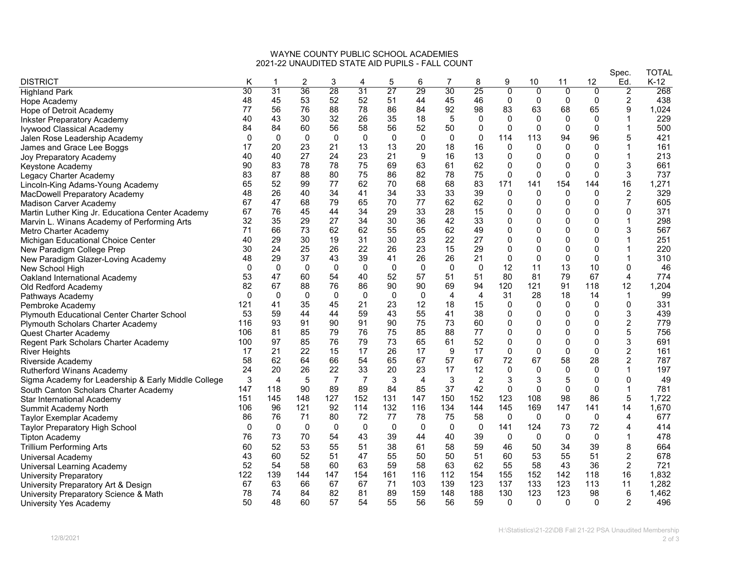# WAYNE COUNTY PUBLIC SCHOOL ACADEMIES
## 2021-22 UNAUDITED STATE AID PUPILS - FALL COUNT

| DISTRICT | K | 1 | 2 | 3 | 4 | 5 | 6 | 7 | 8 | 9 | 10 | 11 | 12 | Spec. Ed. | TOTAL K-12 |
|---|---|---|---|---|---|---|---|---|---|---|---|---|---|---|---|
| Highland Park | 30 | 31 | 36 | 28 | 31 | 27 | 29 | 30 | 25 | 0 | 0 | 0 | 0 | 2 | 268 |
| Hope Academy | 48 | 45 | 53 | 52 | 52 | 51 | 44 | 45 | 46 | 0 | 0 | 0 | 0 | 2 | 438 |
| Hope of Detroit Academy | 77 | 56 | 76 | 88 | 78 | 86 | 84 | 92 | 98 | 83 | 63 | 68 | 65 | 9 | 1,024 |
| Inkster Preparatory Academy | 40 | 43 | 30 | 32 | 26 | 35 | 18 | 5 | 0 | 0 | 0 | 0 | 0 | 1 | 229 |
| Ivywood Classical Academy | 84 | 84 | 60 | 56 | 58 | 56 | 52 | 50 | 0 | 0 | 0 | 0 | 0 | 1 | 500 |
| Jalen Rose Leadership Academy | 0 | 0 | 0 | 0 | 0 | 0 | 0 | 0 | 0 | 114 | 113 | 94 | 96 | 5 | 421 |
| James and Grace Lee Boggs | 17 | 20 | 23 | 21 | 13 | 13 | 20 | 18 | 16 | 0 | 0 | 0 | 0 | 1 | 161 |
| Joy Preparatory Academy | 40 | 40 | 27 | 24 | 23 | 21 | 9 | 16 | 13 | 0 | 0 | 0 | 0 | 1 | 213 |
| Keystone Academy | 90 | 83 | 78 | 78 | 75 | 69 | 63 | 61 | 62 | 0 | 0 | 0 | 0 | 3 | 661 |
| Legacy Charter Academy | 83 | 87 | 88 | 80 | 75 | 86 | 82 | 78 | 75 | 0 | 0 | 0 | 0 | 3 | 737 |
| Lincoln-King Adams-Young Academy | 65 | 52 | 99 | 77 | 62 | 70 | 68 | 68 | 83 | 171 | 141 | 154 | 144 | 16 | 1,271 |
| MacDowell Preparatory Academy | 48 | 26 | 40 | 34 | 41 | 34 | 33 | 33 | 39 | 0 | 0 | 0 | 0 | 2 | 329 |
| Madison Carver Academy | 67 | 47 | 68 | 79 | 65 | 70 | 77 | 62 | 62 | 0 | 0 | 0 | 0 | 7 | 605 |
| Martin Luther King Jr. Educationa Center Academy | 67 | 76 | 45 | 44 | 34 | 29 | 33 | 28 | 15 | 0 | 0 | 0 | 0 | 0 | 371 |
| Marvin L. Winans Academy of Performing Arts | 32 | 35 | 29 | 27 | 34 | 30 | 36 | 42 | 33 | 0 | 0 | 0 | 0 | 1 | 298 |
| Metro Charter Academy | 71 | 66 | 73 | 62 | 62 | 55 | 65 | 62 | 49 | 0 | 0 | 0 | 0 | 3 | 567 |
| Michigan Educational Choice Center | 40 | 29 | 30 | 19 | 31 | 30 | 23 | 22 | 27 | 0 | 0 | 0 | 0 | 1 | 251 |
| New Paradigm College Prep | 30 | 24 | 25 | 26 | 22 | 26 | 23 | 15 | 29 | 0 | 0 | 0 | 0 | 1 | 220 |
| New Paradigm Glazer-Loving Academy | 48 | 29 | 37 | 43 | 39 | 41 | 26 | 26 | 21 | 0 | 0 | 0 | 0 | 1 | 310 |
| New School High | 0 | 0 | 0 | 0 | 0 | 0 | 0 | 0 | 0 | 12 | 11 | 13 | 10 | 0 | 46 |
| Oakland International Academy | 53 | 47 | 60 | 54 | 40 | 52 | 57 | 51 | 51 | 80 | 81 | 79 | 67 | 4 | 774 |
| Old Redford Academy | 82 | 67 | 88 | 76 | 86 | 90 | 90 | 69 | 94 | 120 | 121 | 91 | 118 | 12 | 1,204 |
| Pathways Academy | 0 | 0 | 0 | 0 | 0 | 0 | 0 | 4 | 4 | 31 | 28 | 18 | 14 | 1 | 99 |
| Pembroke Academy | 121 | 41 | 35 | 45 | 21 | 23 | 12 | 18 | 15 | 0 | 0 | 0 | 0 | 0 | 331 |
| Plymouth Educational Center Charter School | 53 | 59 | 44 | 44 | 59 | 43 | 55 | 41 | 38 | 0 | 0 | 0 | 0 | 3 | 439 |
| Plymouth Scholars Charter Academy | 116 | 93 | 91 | 90 | 91 | 90 | 75 | 73 | 60 | 0 | 0 | 0 | 0 | 2 | 779 |
| Quest Charter Academy | 106 | 81 | 85 | 79 | 76 | 75 | 85 | 88 | 77 | 0 | 0 | 0 | 0 | 5 | 756 |
| Regent Park Scholars Charter Academy | 100 | 97 | 85 | 76 | 79 | 73 | 65 | 61 | 52 | 0 | 0 | 0 | 0 | 3 | 691 |
| River Heights | 17 | 21 | 22 | 15 | 17 | 26 | 17 | 9 | 17 | 0 | 0 | 0 | 0 | 2 | 161 |
| Riverside Academy | 58 | 62 | 64 | 66 | 54 | 65 | 67 | 57 | 67 | 72 | 67 | 58 | 28 | 2 | 787 |
| Rutherford Winans Academy | 24 | 20 | 26 | 22 | 33 | 20 | 23 | 17 | 12 | 0 | 0 | 0 | 0 | 1 | 197 |
| Sigma Academy for Leadership & Early Middle College | 3 | 4 | 5 | 7 | 7 | 3 | 4 | 3 | 2 | 3 | 3 | 5 | 0 | 0 | 49 |
| South Canton Scholars Charter Academy | 147 | 118 | 90 | 89 | 89 | 84 | 85 | 37 | 42 | 0 | 0 | 0 | 0 | 1 | 781 |
| Star International Academy | 151 | 145 | 148 | 127 | 152 | 131 | 147 | 150 | 152 | 123 | 108 | 98 | 86 | 5 | 1,722 |
| Summit Academy North | 106 | 96 | 121 | 92 | 114 | 132 | 116 | 134 | 144 | 145 | 169 | 147 | 141 | 14 | 1,670 |
| Taylor Exemplar Academy | 86 | 76 | 71 | 80 | 72 | 77 | 78 | 75 | 58 | 0 | 0 | 0 | 0 | 4 | 677 |
| Taylor Preparatory High School | 0 | 0 | 0 | 0 | 0 | 0 | 0 | 0 | 0 | 141 | 124 | 73 | 72 | 4 | 414 |
| Tipton Academy | 76 | 73 | 70 | 54 | 43 | 39 | 44 | 40 | 39 | 0 | 0 | 0 | 0 | 1 | 478 |
| Trillium Performing Arts | 60 | 52 | 53 | 55 | 51 | 38 | 61 | 58 | 59 | 46 | 50 | 34 | 39 | 8 | 664 |
| Universal Academy | 43 | 60 | 52 | 51 | 47 | 55 | 50 | 50 | 51 | 60 | 53 | 55 | 51 | 2 | 678 |
| Universal Learning Academy | 52 | 54 | 58 | 60 | 63 | 59 | 58 | 63 | 62 | 55 | 58 | 43 | 36 | 2 | 721 |
| University Preparatory | 122 | 139 | 144 | 147 | 154 | 161 | 116 | 112 | 154 | 155 | 152 | 142 | 118 | 16 | 1,832 |
| University Preparatory Art & Design | 67 | 63 | 66 | 67 | 67 | 71 | 103 | 139 | 123 | 137 | 133 | 123 | 113 | 11 | 1,282 |
| University Preparatory Science & Math | 78 | 74 | 84 | 82 | 81 | 89 | 159 | 148 | 188 | 130 | 123 | 123 | 98 | 6 | 1,462 |
| University Yes Academy | 50 | 48 | 60 | 57 | 54 | 55 | 56 | 56 | 59 | 0 | 0 | 0 | 0 | 2 | 496 |

12/8/2021

H:\Statistics\21-22\DB Fall 21-22 PSA Unaudited Membership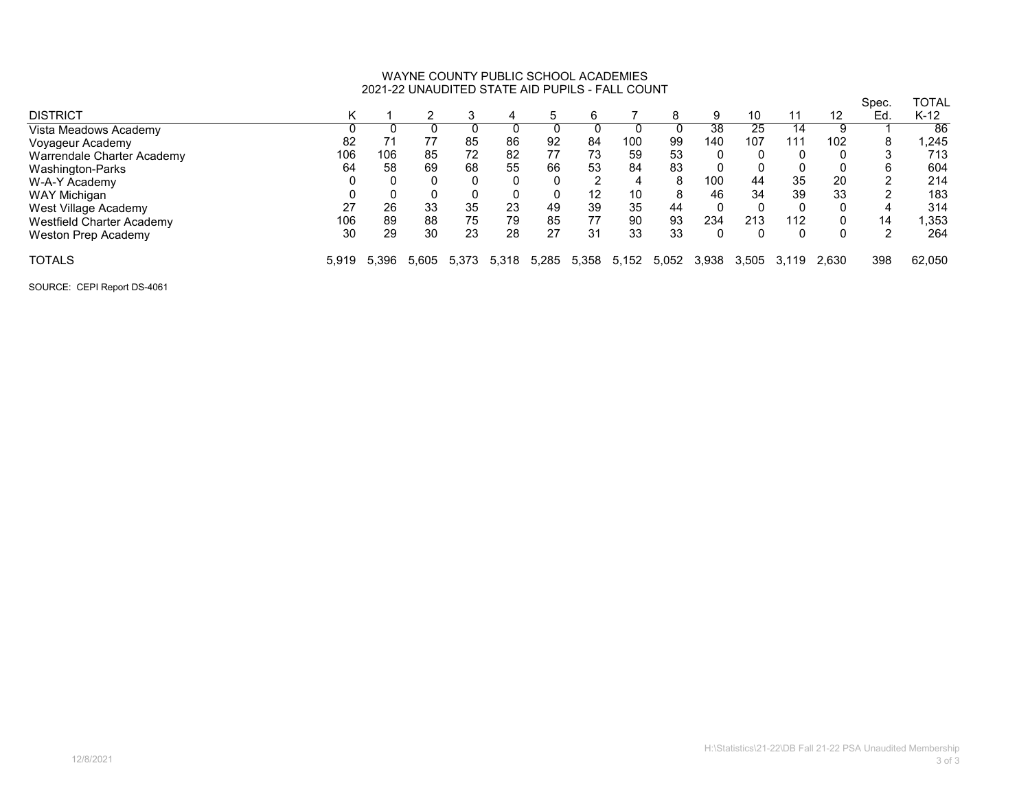WAYNE COUNTY PUBLIC SCHOOL ACADEMIES
2021-22 UNAUDITED STATE AID PUPILS - FALL COUNT

| DISTRICT | K | 1 | 2 | 3 | 4 | 5 | 6 | 7 | 8 | 9 | 10 | 11 | 12 | Spec. Ed. | TOTAL K-12 |
|---|---|---|---|---|---|---|---|---|---|---|---|---|---|---|---|
| Vista Meadows Academy | 0 | 0 | 0 | 0 | 0 | 0 | 0 | 0 | 0 | 38 | 25 | 14 | 9 | 1 | 86 |
| Voyageur Academy | 82 | 71 | 77 | 85 | 86 | 92 | 84 | 100 | 99 | 140 | 107 | 111 | 102 | 8 | 1,245 |
| Warrendale Charter Academy | 106 | 106 | 85 | 72 | 82 | 77 | 73 | 59 | 53 | 0 | 0 | 0 | 0 | 3 | 713 |
| Washington-Parks | 64 | 58 | 69 | 68 | 55 | 66 | 53 | 84 | 83 | 0 | 0 | 0 | 0 | 6 | 604 |
| W-A-Y Academy | 0 | 0 | 0 | 0 | 0 | 0 | 2 | 4 | 8 | 100 | 44 | 35 | 20 | 2 | 214 |
| WAY Michigan | 0 | 0 | 0 | 0 | 0 | 0 | 12 | 10 | 8 | 46 | 34 | 39 | 33 | 2 | 183 |
| West Village Academy | 27 | 26 | 33 | 35 | 23 | 49 | 39 | 35 | 44 | 0 | 0 | 0 | 0 | 4 | 314 |
| Westfield Charter Academy | 106 | 89 | 88 | 75 | 79 | 85 | 77 | 90 | 93 | 234 | 213 | 112 | 0 | 14 | 1,353 |
| Weston Prep Academy | 30 | 29 | 30 | 23 | 28 | 27 | 31 | 33 | 33 | 0 | 0 | 0 | 0 | 2 | 264 |
| TOTALS | 5,919 | 5,396 | 5,605 | 5,373 | 5,318 | 5,285 | 5,358 | 5,152 | 5,052 | 3,938 | 3,505 | 3,119 | 2,630 | 398 | 62,050 |

SOURCE: CEPI Report DS-4061

12/8/2021

H:\Statistics\21-22\DB Fall 21-22 PSA Unaudited Membership